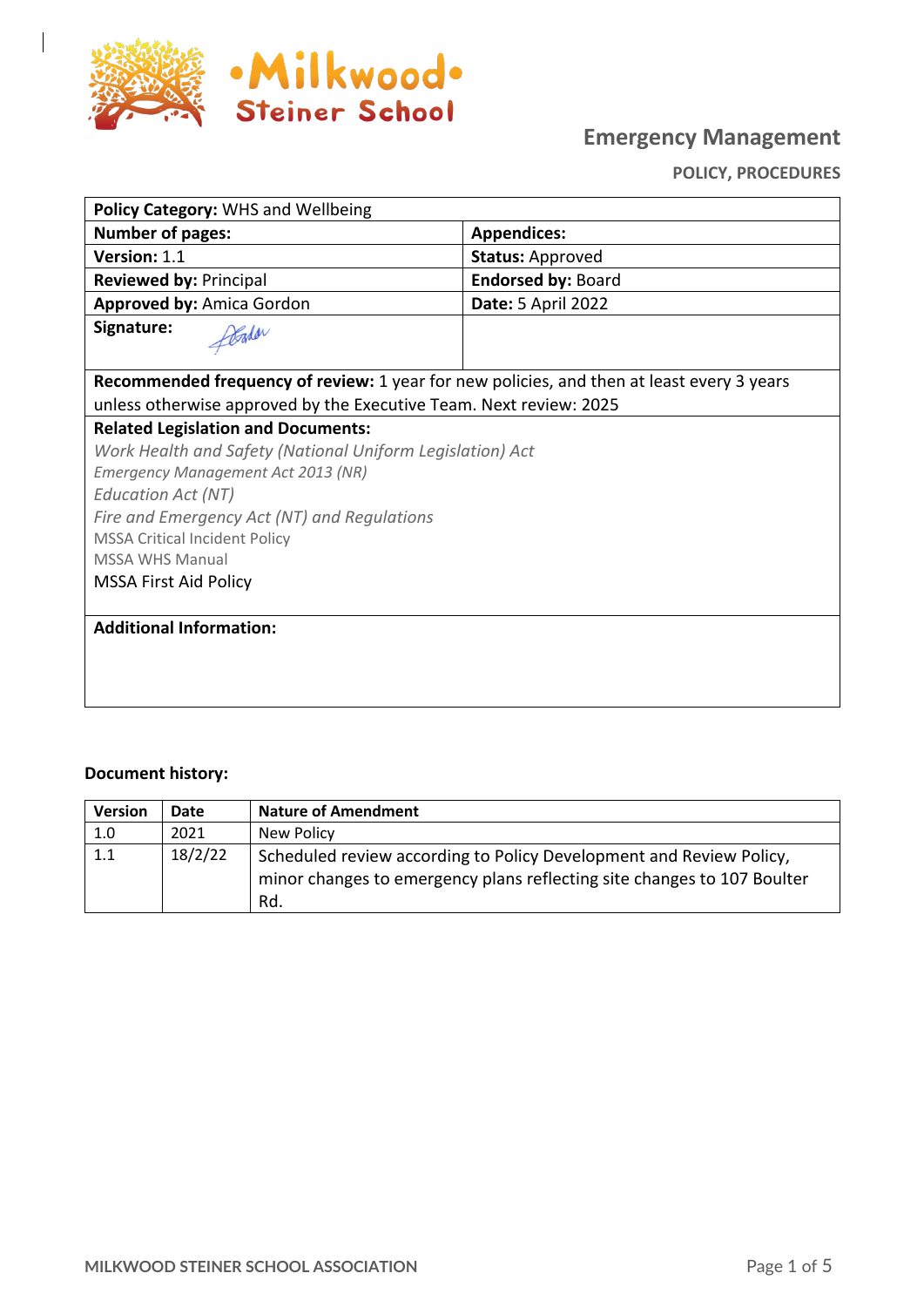•Milkwood•
Steiner School

# Emergency Management

**POLICY, PROCEDURES**

| | |
|---|---|
| **Policy Category:** WHS and Wellbeing | |
| **Number of pages:** | **Appendices:** |
| **Version:** 1.1 | **Status:** Approved |
| **Reviewed by:** Principal | **Endorsed by:** Board |
| **Approved by:** Amica Gordon | **Date:** 5 April 2022 |
| **Signature:** | |
| **Recommended frequency of review:** 1 year for new policies, and then at least every 3 years unless otherwise approved by the Executive Team. Next review: 2025 | |
| **Related Legislation and Documents:**<br>*Work Health and Safety (National Uniform Legislation) Act*<br>*Emergency Management Act 2013 (NR)*<br>*Education Act (NT)*<br>*Fire and Emergency Act (NT) and Regulations*<br>MSSA Critical Incident Policy<br>MSSA WHS Manual<br>MSSA First Aid Policy | |
| **Additional Information:** | |

**Document history:**

| Version | Date | Nature of Amendment |
|---|---|---|
| 1.0 | 2021 | New Policy |
| 1.1 | 18/2/22 | Scheduled review according to Policy Development and Review Policy, minor changes to emergency plans reflecting site changes to 107 Boulter Rd. |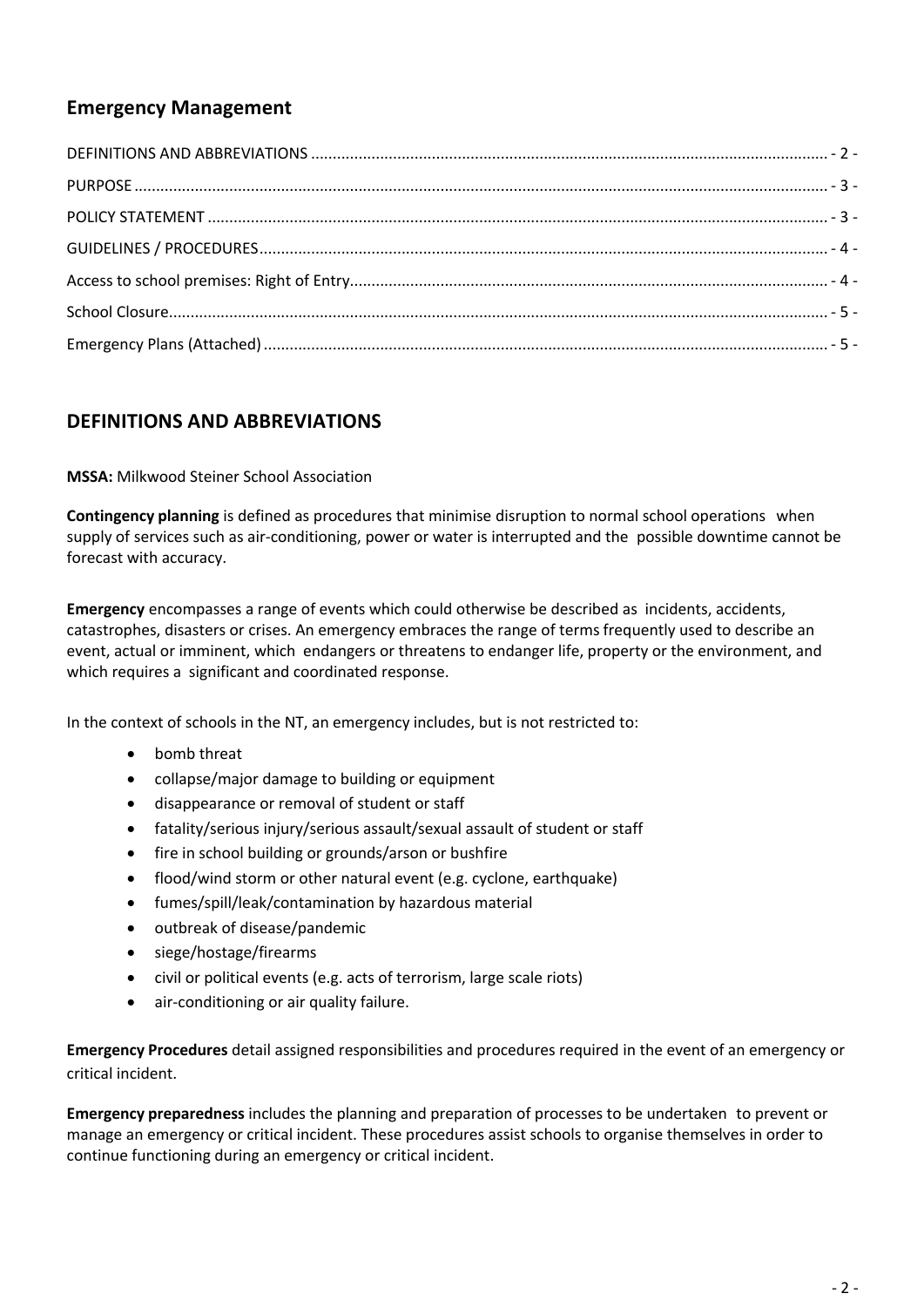## Emergency Management

DEFINITIONS AND ABBREVIATIONS ........................................................................................................ - 2 -
PURPOSE ........................................................................................................................................... - 3 -
POLICY STATEMENT ......................................................................................................................... - 3 -
GUIDELINES / PROCEDURES ............................................................................................................. - 4 -
Access to school premises: Right of Entry ........................................................................................ - 4 -
School Closure ................................................................................................................................... - 5 -
Emergency Plans (Attached) ............................................................................................................. - 5 -

## DEFINITIONS AND ABBREVIATIONS

**MSSA:** Milkwood Steiner School Association

**Contingency planning** is defined as procedures that minimise disruption to normal school operations when supply of services such as air-conditioning, power or water is interrupted and the possible downtime cannot be forecast with accuracy.

**Emergency** encompasses a range of events which could otherwise be described as incidents, accidents, catastrophes, disasters or crises. An emergency embraces the range of terms frequently used to describe an event, actual or imminent, which endangers or threatens to endanger life, property or the environment, and which requires a significant and coordinated response.

In the context of schools in the NT, an emergency includes, but is not restricted to:

- bomb threat
- collapse/major damage to building or equipment
- disappearance or removal of student or staff
- fatality/serious injury/serious assault/sexual assault of student or staff
- fire in school building or grounds/arson or bushfire
- flood/wind storm or other natural event (e.g. cyclone, earthquake)
- fumes/spill/leak/contamination by hazardous material
- outbreak of disease/pandemic
- siege/hostage/firearms
- civil or political events (e.g. acts of terrorism, large scale riots)
- air-conditioning or air quality failure.

**Emergency Procedures** detail assigned responsibilities and procedures required in the event of an emergency or critical incident.

**Emergency preparedness** includes the planning and preparation of processes to be undertaken to prevent or manage an emergency or critical incident. These procedures assist schools to organise themselves in order to continue functioning during an emergency or critical incident.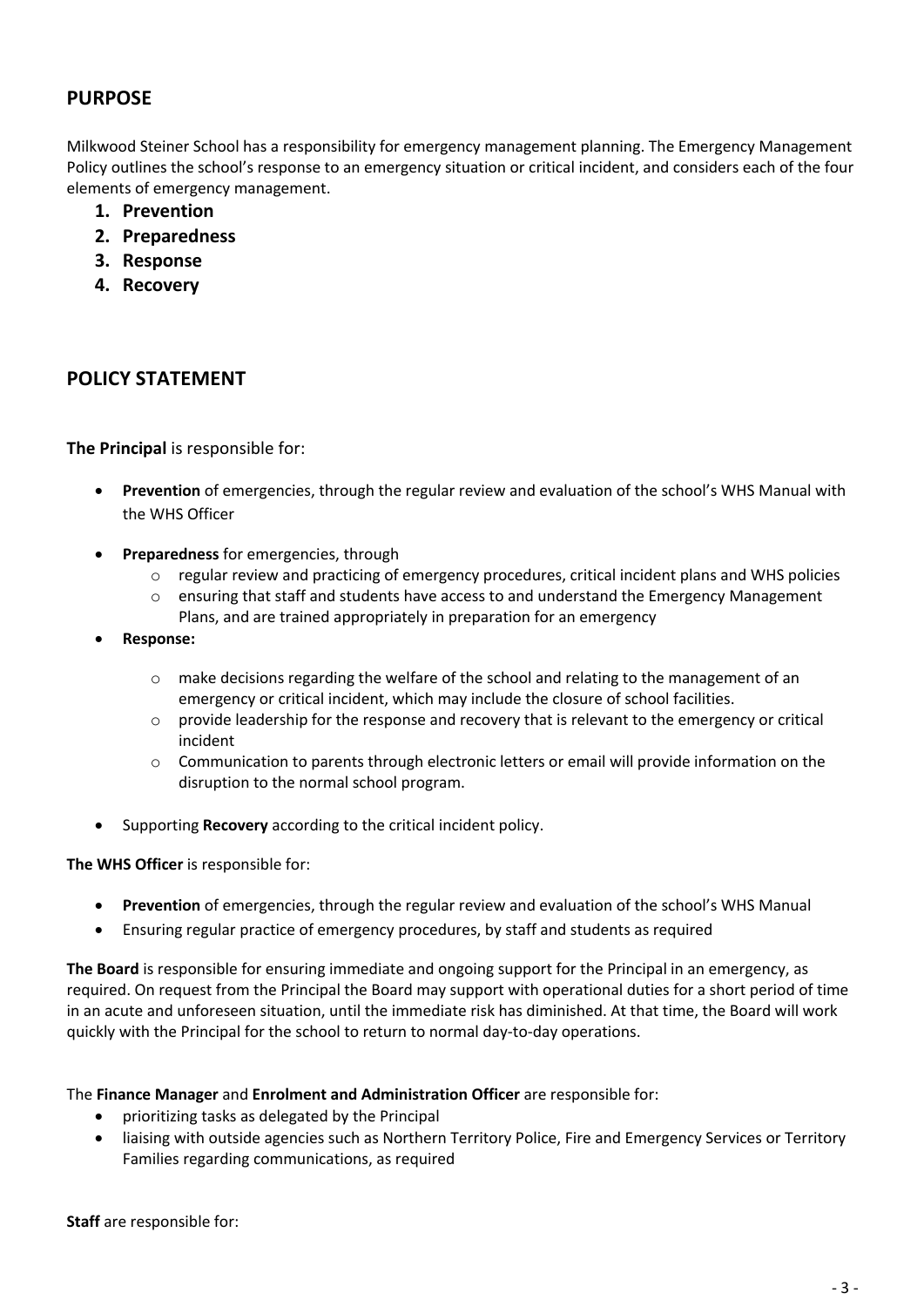## PURPOSE

Milkwood Steiner School has a responsibility for emergency management planning. The Emergency Management Policy outlines the school's response to an emergency situation or critical incident, and considers each of the four elements of emergency management.

1. **Prevention**
2. **Preparedness**
3. **Response**
4. **Recovery**

## POLICY STATEMENT

**The Principal** is responsible for:

- **Prevention** of emergencies, through the regular review and evaluation of the school's WHS Manual with the WHS Officer
- **Preparedness** for emergencies, through
  - regular review and practicing of emergency procedures, critical incident plans and WHS policies
  - ensuring that staff and students have access to and understand the Emergency Management Plans, and are trained appropriately in preparation for an emergency
- **Response:**
  - make decisions regarding the welfare of the school and relating to the management of an emergency or critical incident, which may include the closure of school facilities.
  - provide leadership for the response and recovery that is relevant to the emergency or critical incident
  - Communication to parents through electronic letters or email will provide information on the disruption to the normal school program.
- Supporting **Recovery** according to the critical incident policy.

**The WHS Officer** is responsible for:

- **Prevention** of emergencies, through the regular review and evaluation of the school's WHS Manual
- Ensuring regular practice of emergency procedures, by staff and students as required

**The Board** is responsible for ensuring immediate and ongoing support for the Principal in an emergency, as required. On request from the Principal the Board may support with operational duties for a short period of time in an acute and unforeseen situation, until the immediate risk has diminished. At that time, the Board will work quickly with the Principal for the school to return to normal day-to-day operations.

The **Finance Manager** and **Enrolment and Administration Officer** are responsible for:

- prioritizing tasks as delegated by the Principal
- liaising with outside agencies such as Northern Territory Police, Fire and Emergency Services or Territory Families regarding communications, as required

**Staff** are responsible for: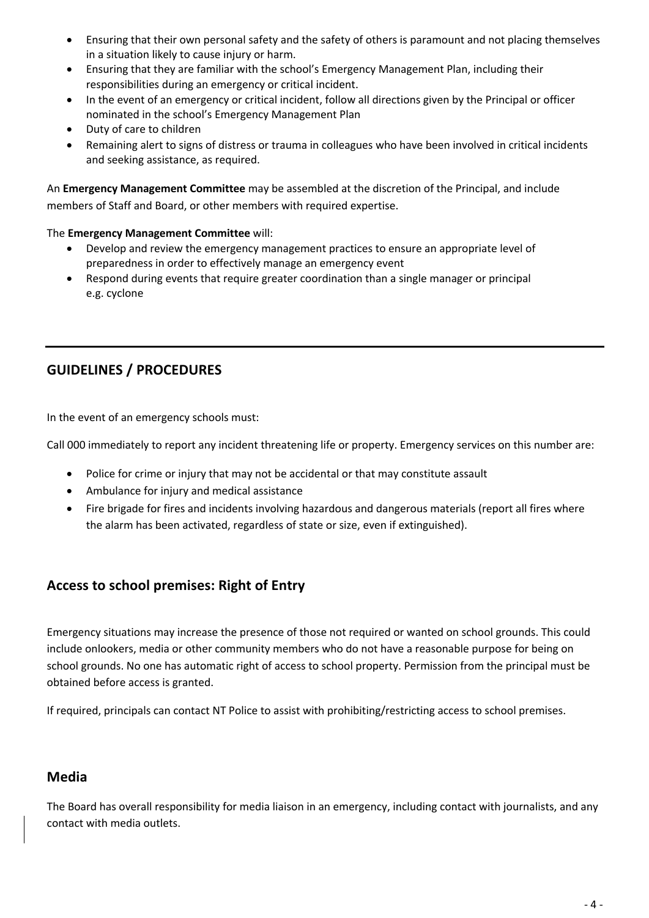- Ensuring that their own personal safety and the safety of others is paramount and not placing themselves in a situation likely to cause injury or harm.
- Ensuring that they are familiar with the school's Emergency Management Plan, including their responsibilities during an emergency or critical incident.
- In the event of an emergency or critical incident, follow all directions given by the Principal or officer nominated in the school's Emergency Management Plan
- Duty of care to children
- Remaining alert to signs of distress or trauma in colleagues who have been involved in critical incidents and seeking assistance, as required.

An **Emergency Management Committee** may be assembled at the discretion of the Principal, and include members of Staff and Board, or other members with required expertise.

The **Emergency Management Committee** will:

- Develop and review the emergency management practices to ensure an appropriate level of preparedness in order to effectively manage an emergency event
- Respond during events that require greater coordination than a single manager or principal e.g. cyclone

## GUIDELINES / PROCEDURES

In the event of an emergency schools must:

Call 000 immediately to report any incident threatening life or property. Emergency services on this number are:

- Police for crime or injury that may not be accidental or that may constitute assault
- Ambulance for injury and medical assistance
- Fire brigade for fires and incidents involving hazardous and dangerous materials (report all fires where the alarm has been activated, regardless of state or size, even if extinguished).

## Access to school premises: Right of Entry

Emergency situations may increase the presence of those not required or wanted on school grounds. This could include onlookers, media or other community members who do not have a reasonable purpose for being on school grounds. No one has automatic right of access to school property. Permission from the principal must be obtained before access is granted.

If required, principals can contact NT Police to assist with prohibiting/restricting access to school premises.

## Media

The Board has overall responsibility for media liaison in an emergency, including contact with journalists, and any contact with media outlets.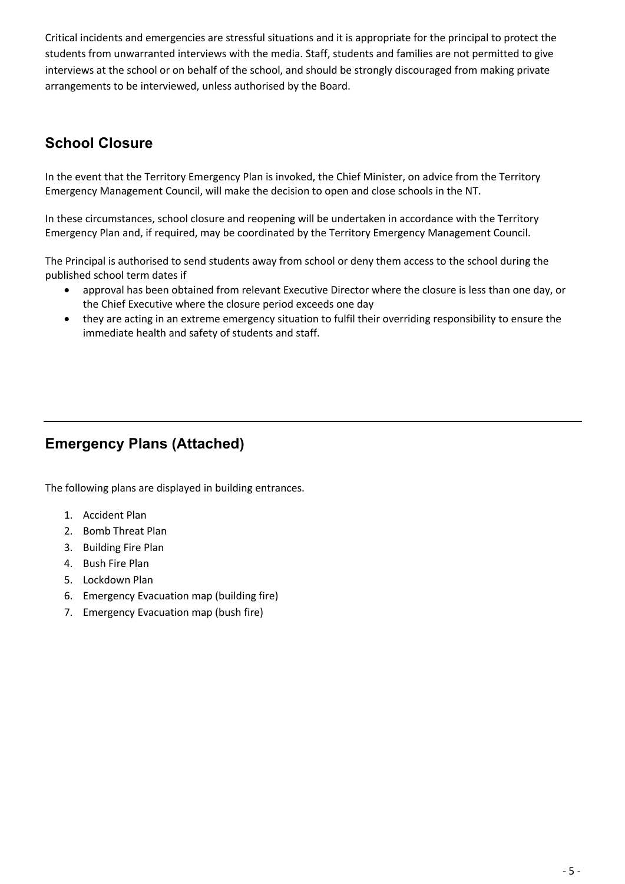Critical incidents and emergencies are stressful situations and it is appropriate for the principal to protect the students from unwarranted interviews with the media. Staff, students and families are not permitted to give interviews at the school or on behalf of the school, and should be strongly discouraged from making private arrangements to be interviewed, unless authorised by the Board.

## School Closure

In the event that the Territory Emergency Plan is invoked, the Chief Minister, on advice from the Territory Emergency Management Council, will make the decision to open and close schools in the NT.

In these circumstances, school closure and reopening will be undertaken in accordance with the Territory Emergency Plan and, if required, may be coordinated by the Territory Emergency Management Council.

The Principal is authorised to send students away from school or deny them access to the school during the published school term dates if

- approval has been obtained from relevant Executive Director where the closure is less than one day, or the Chief Executive where the closure period exceeds one day
- they are acting in an extreme emergency situation to fulfil their overriding responsibility to ensure the immediate health and safety of students and staff.

---

## Emergency Plans (Attached)

The following plans are displayed in building entrances.

1. Accident Plan
2. Bomb Threat Plan
3. Building Fire Plan
4. Bush Fire Plan
5. Lockdown Plan
6. Emergency Evacuation map (building fire)
7. Emergency Evacuation map (bush fire)